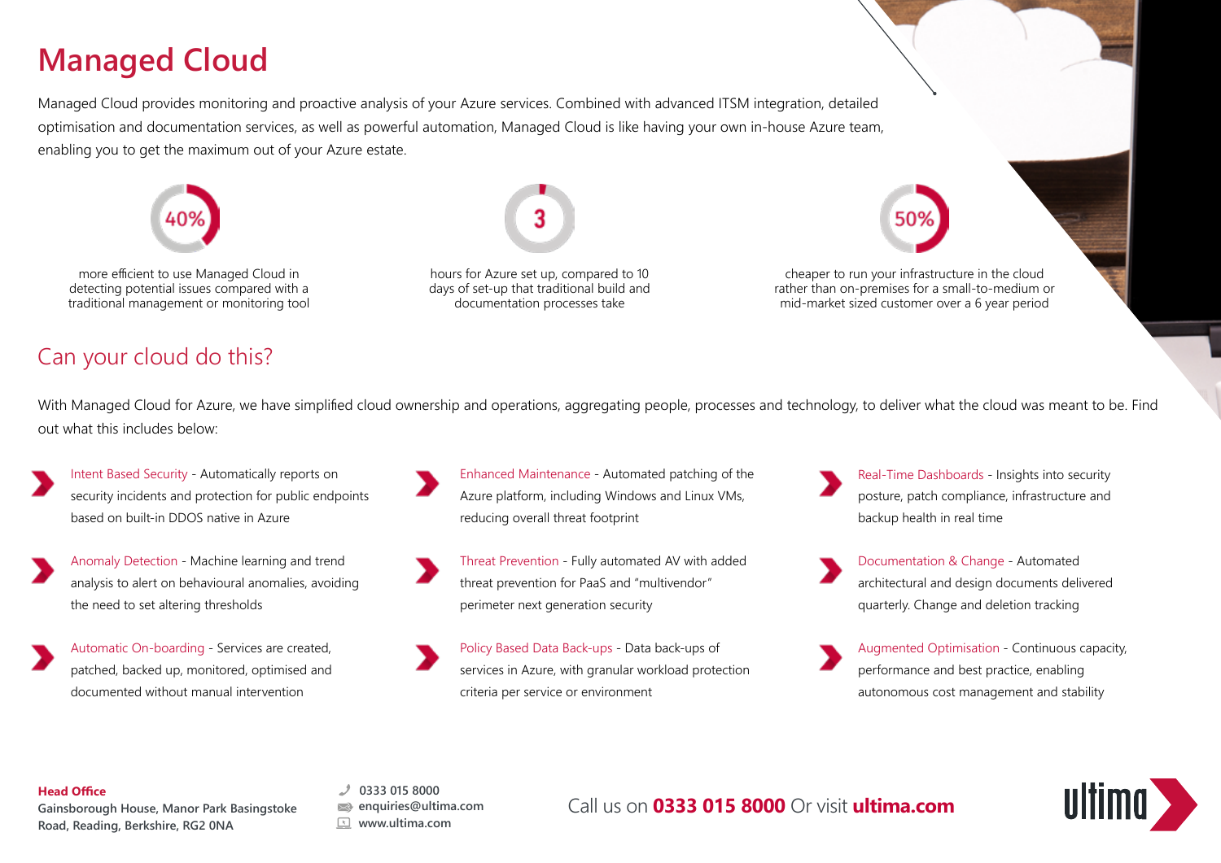# Managed Cloud

Managed Cloud provides monitoring and proactive analysis of your Azure services. Combined with advanced ITSM integration, detailed optimisation and documentation services, as well as powerful automation, Managed Cloud is like having your own in-house Azure team, enabling you to get the maximum out of your Azure estate.

**40%**

more efficient to use Managed Cloud in detecting potential issues compared with a traditional management or monitoring tool

**3**

hours for Azure set up, compared to 10 days of set-up that traditional build and documentation processes take

**50%**

cheaper to run your infrastructure in the cloud rather than on-premises for a small-to-medium or mid-market sized customer over a 6 year period

## Can your cloud do this?

With Managed Cloud for Azure, we have simplified cloud ownership and operations, aggregating people, processes and technology, to deliver what the cloud was meant to be. Find out what this includes below:

- Intent Based Security - Automatically reports on security incidents and protection for public endpoints based on built-in DDOS native in Azure
- Anomaly Detection - Machine learning and trend analysis to alert on behavioural anomalies, avoiding the need to set altering thresholds
- Automatic On-boarding - Services are created, patched, backed up, monitored, optimised and documented without manual intervention
- Enhanced Maintenance - Automated patching of the Azure platform, including Windows and Linux VMs, reducing overall threat footprint
- Threat Prevention - Fully automated AV with added threat prevention for PaaS and "multivendor" perimeter next generation security
- Policy Based Data Back-ups - Data back-ups of services in Azure, with granular workload protection criteria per service or environment
- Real-Time Dashboards - Insights into security posture, patch compliance, infrastructure and backup health in real time
- Documentation & Change - Automated architectural and design documents delivered quarterly. Change and deletion tracking
- Augmented Optimisation - Continuous capacity, performance and best practice, enabling autonomous cost management and stability

**Head Office**
Gainsborough House, Manor Park Basingstoke Road, Reading, Berkshire, RG2 0NA

0333 015 8000
enquiries@ultima.com
www.ultima.com

Call us on **0333 015 8000** Or visit **ultima.com**

ultima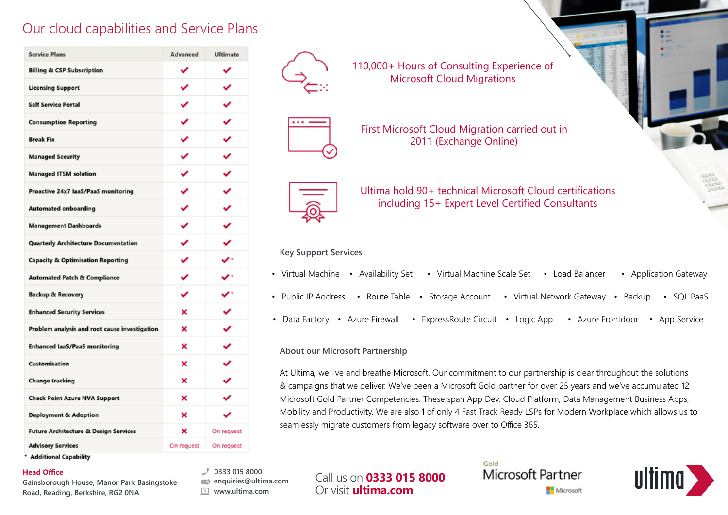# Our cloud capabilities and Service Plans

| Service Plans | Advanced | Ultimate |
|---|---|---|
| Billing & CSP Subscription | ✔ | ✔ |
| Licensing Support | ✔ | ✔ |
| Self Service Portal | ✔ | ✔ |
| Consumption Reporting | ✔ | ✔ |
| Break Fix | ✔ | ✔ |
| Managed Security | ✔ | ✔ |
| Managed ITSM solution | ✔ | ✔ |
| Proactive 24x7 IaaS/PaaS monitoring | ✔ | ✔ |
| Automated onboarding | ✔ | ✔ |
| Management Dashboards | ✔ | ✔ |
| Quarterly Architecture Documentation | ✔ | ✔ |
| Capacity & Optimisation Reporting | ✔ | ✔* |
| Automated Patch & Compliance | ✔ | ✔* |
| Backup & Recovery | ✔ | ✔* |
| Enhanced Security Services | ✘ | ✔ |
| Problem analysis and root cause investigation | ✘ | ✔ |
| Enhanced IaaS/PaaS monitoring | ✘ | ✔ |
| Customisation | ✘ | ✔ |
| Change tracking | ✘ | ✔ |
| Check Point Azure NVA Support | ✘ | ✔ |
| Deployment & Adoption | ✘ | ✔ |
| Future Architecture & Design Services | ✘ | On request |
| Advisory Services | On request | On request |

\* Additional Capability

110,000+ Hours of Consulting Experience of Microsoft Cloud Migrations

First Microsoft Cloud Migration carried out in 2011 (Exchange Online)

Ultima hold 90+ technical Microsoft Cloud certifications including 15+ Expert Level Certified Consultants

## Key Support Services

- Virtual Machine
- Availability Set
- Virtual Machine Scale Set
- Load Balancer
- Application Gateway
- Public IP Address
- Route Table
- Storage Account
- Virtual Network Gateway
- Backup
- SQL PaaS
- Data Factory
- Azure Firewall
- ExpressRoute Circuit
- Logic App
- Azure Frontdoor
- App Service

## About our Microsoft Partnership

At Ultima, we live and breathe Microsoft. Our commitment to our partnership is clear throughout the solutions & campaigns that we deliver. We've been a Microsoft Gold partner for over 25 years and we've accumulated 12 Microsoft Gold Partner Competencies. These span App Dev, Cloud Platform, Data Management Business Apps, Mobility and Productivity. We are also 1 of only 4 Fast Track Ready LSPs for Modern Workplace which allows us to seamlessly migrate customers from legacy software over to Office 365.

**Head Office**
Gainsborough House, Manor Park Basingstoke Road, Reading, Berkshire, RG2 0NA

0333 015 8000
enquiries@ultima.com
www.ultima.com

Call us on **0333 015 8000**
Or visit **ultima.com**

Gold Microsoft Partner
Microsoft

ultima